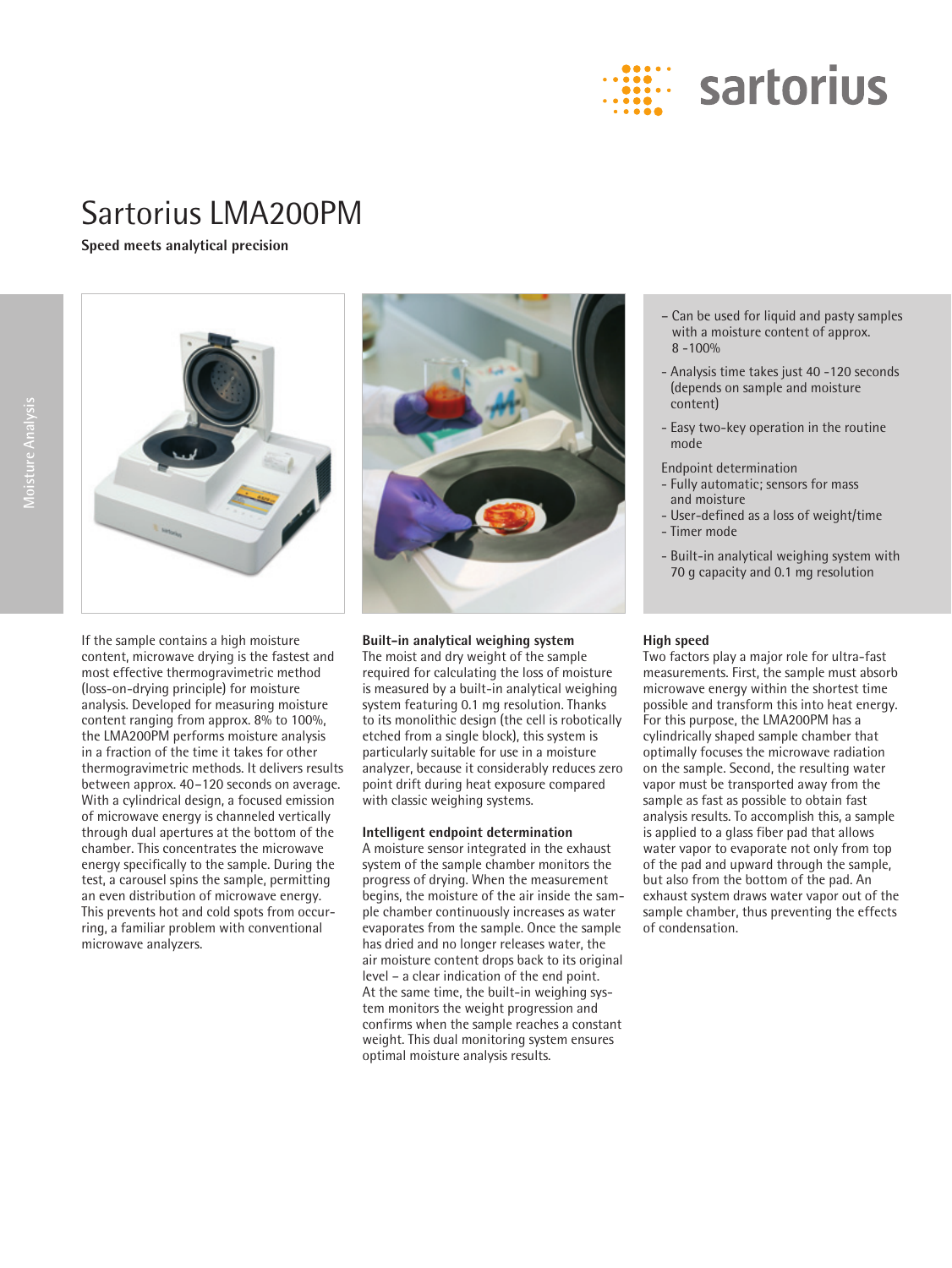# Sartorius LMA200PM

**Speed meets analytical precision**

Moisture Analysis

- Can be used for liquid and pasty samples with a moisture content of approx. 8 -100%
- Analysis time takes just 40 -120 seconds (depends on sample and moisture content)
- Easy two-key operation in the routine mode

Endpoint determination
- Fully automatic; sensors for mass and moisture
- User-defined as a loss of weight/time
- Timer mode

- Built-in analytical weighing system with 70 g capacity and 0.1 mg resolution

If the sample contains a high moisture content, microwave drying is the fastest and most effective thermogravimetric method (loss-on-drying principle) for moisture analysis. Developed for measuring moisture content ranging from approx. 8% to 100%, the LMA200PM performs moisture analysis in a fraction of the time it takes for other thermogravimetric methods. It delivers results between approx. 40–120 seconds on average. With a cylindrical design, a focused emission of microwave energy is channeled vertically through dual apertures at the bottom of the chamber. This concentrates the microwave energy specifically to the sample. During the test, a carousel spins the sample, permitting an even distribution of microwave energy. This prevents hot and cold spots from occurring, a familiar problem with conventional microwave analyzers.

**Built-in analytical weighing system**
The moist and dry weight of the sample required for calculating the loss of moisture is measured by a built-in analytical weighing system featuring 0.1 mg resolution. Thanks to its monolithic design (the cell is robotically etched from a single block), this system is particularly suitable for use in a moisture analyzer, because it considerably reduces zero point drift during heat exposure compared with classic weighing systems.

**Intelligent endpoint determination**
A moisture sensor integrated in the exhaust system of the sample chamber monitors the progress of drying. When the measurement begins, the moisture of the air inside the sample chamber continuously increases as water evaporates from the sample. Once the sample has dried and no longer releases water, the air moisture content drops back to its original level – a clear indication of the end point. At the same time, the built-in weighing system monitors the weight progression and confirms when the sample reaches a constant weight. This dual monitoring system ensures optimal moisture analysis results.

**High speed**
Two factors play a major role for ultra-fast measurements. First, the sample must absorb microwave energy within the shortest time possible and transform this into heat energy. For this purpose, the LMA200PM has a cylindrically shaped sample chamber that optimally focuses the microwave radiation on the sample. Second, the resulting water vapor must be transported away from the sample as fast as possible to obtain fast analysis results. To accomplish this, a sample is applied to a glass fiber pad that allows water vapor to evaporate not only from top of the pad and upward through the sample, but also from the bottom of the pad. An exhaust system draws water vapor out of the sample chamber, thus preventing the effects of condensation.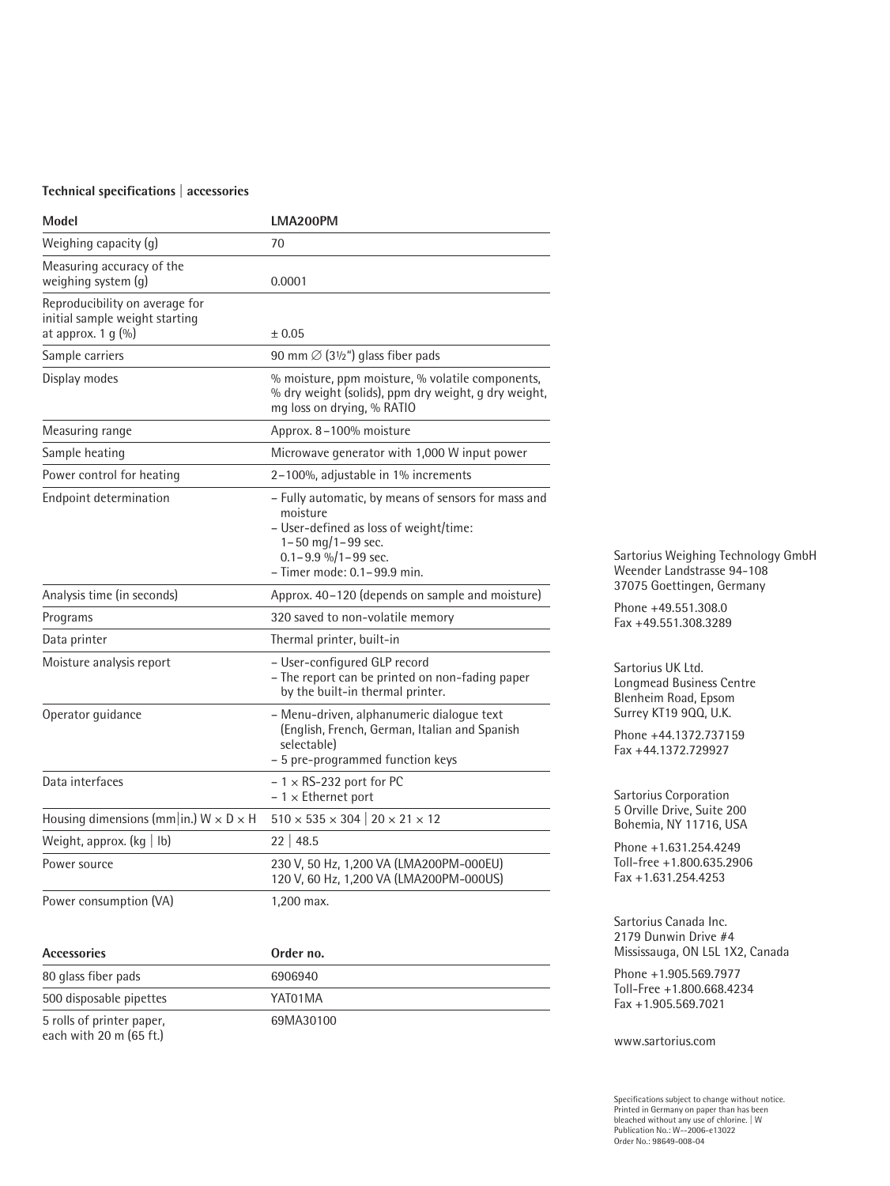**Technical specifications | accessories**

| Model | LMA200PM |
|---|---|
| Weighing capacity (g) | 70 |
| Measuring accuracy of the weighing system (g) | 0.0001 |
| Reproducibility on average for initial sample weight starting at approx. 1 g (%) | ± 0.05 |
| Sample carriers | 90 mm ∅ (3½") glass fiber pads |
| Display modes | % moisture, ppm moisture, % volatile components, % dry weight (solids), ppm dry weight, g dry weight, mg loss on drying, % RATIO |
| Measuring range | Approx. 8–100% moisture |
| Sample heating | Microwave generator with 1,000 W input power |
| Power control for heating | 2–100%, adjustable in 1% increments |
| Endpoint determination | – Fully automatic, by means of sensors for mass and moisture<br>– User-defined as loss of weight/time:<br>1–50 mg/1–99 sec.<br>0.1–9.9 %/1–99 sec.<br>– Timer mode: 0.1–99.9 min. |
| Analysis time (in seconds) | Approx. 40–120 (depends on sample and moisture) |
| Programs | 320 saved to non-volatile memory |
| Data printer | Thermal printer, built-in |
| Moisture analysis report | – User-configured GLP record<br>– The report can be printed on non-fading paper by the built-in thermal printer. |
| Operator guidance | – Menu-driven, alphanumeric dialogue text (English, French, German, Italian and Spanish selectable)<br>– 5 pre-programmed function keys |
| Data interfaces | – 1 × RS-232 port for PC<br>– 1 × Ethernet port |
| Housing dimensions (mm\|in.) W × D × H | 510 × 535 × 304 \| 20 × 21 × 12 |
| Weight, approx. (kg \| lb) | 22 \| 48.5 |
| Power source | 230 V, 50 Hz, 1,200 VA (LMA200PM-000EU)<br>120 V, 60 Hz, 1,200 VA (LMA200PM-000US) |
| Power consumption (VA) | 1,200 max. |

| Accessories | Order no. |
|---|---|
| 80 glass fiber pads | 6906940 |
| 500 disposable pipettes | YAT01MA |
| 5 rolls of printer paper, each with 20 m (65 ft.) | 69MA30100 |

Sartorius Weighing Technology GmbH
Weender Landstrasse 94-108
37075 Goettingen, Germany

Phone +49.551.308.0
Fax +49.551.308.3289

Sartorius UK Ltd.
Longmead Business Centre
Blenheim Road, Epsom
Surrey KT19 9QQ, U.K.

Phone +44.1372.737159
Fax +44.1372.729927

Sartorius Corporation
5 Orville Drive, Suite 200
Bohemia, NY 11716, USA

Phone +1.631.254.4249
Toll-free +1.800.635.2906
Fax +1.631.254.4253

Sartorius Canada Inc.
2179 Dunwin Drive #4
Mississauga, ON L5L 1X2, Canada

Phone +1.905.569.7977
Toll-Free +1.800.668.4234
Fax +1.905.569.7021

www.sartorius.com

Specifications subject to change without notice.
Printed in Germany on paper than has been bleached without any use of chlorine. | W
Publication No.: W--2006-e13022
Order No.: 98649-008-04